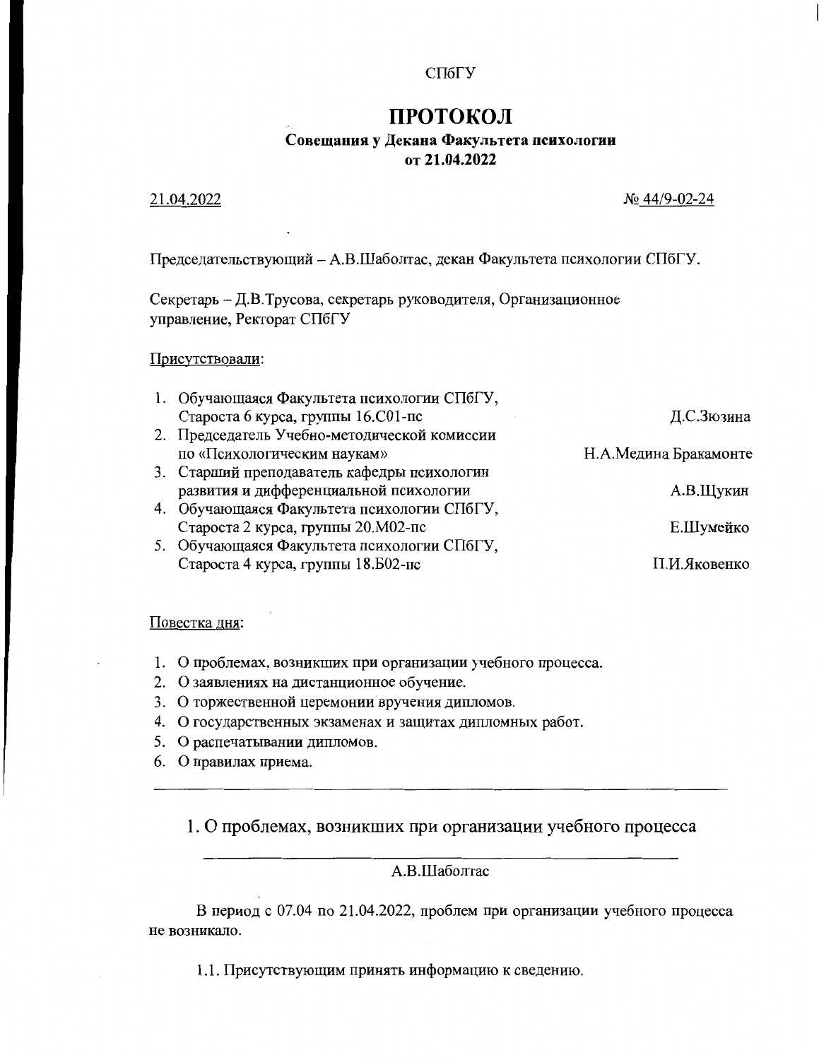СПбГУ

# ПРОТОКОЛ

**Совещания у Декана Факультета психологии**
**от 21.04.2022**

21.04.2022 № 44/9-02-24

Председательствующий – А.В.Шаболтас, декан Факультета психологии СПбГУ.

Секретарь – Д.В.Трусова, секретарь руководителя, Организационное управление, Ректорат СПбГУ

Присутствовали:

1. Обучающаяся Факультета психологии СПбГУ, Староста 6 курса, группы 16.С01-пс — Д.С.Зюзина
2. Председатель Учебно-методической комиссии по «Психологическим наукам» — Н.А.Медина Бракамонте
3. Старший преподаватель кафедры психологии развития и дифференциальной психологии — А.В.Щукин
4. Обучающаяся Факультета психологии СПбГУ, Староста 2 курса, группы 20.М02-пс — Е.Шумейко
5. Обучающаяся Факультета психологии СПбГУ, Староста 4 курса, группы 18.Б02-пс — П.И.Яковенко

Повестка дня:

1. О проблемах, возникших при организации учебного процесса.
2. О заявлениях на дистанционное обучение.
3. О торжественной церемонии вручения дипломов.
4. О государственных экзаменах и защитах дипломных работ.
5. О распечатывании дипломов.
6. О правилах приема.

---

## 1. О проблемах, возникших при организации учебного процесса

А.В.Шаболтас

В период с 07.04 по 21.04.2022, проблем при организации учебного процесса не возникало.

1.1. Присутствующим принять информацию к сведению.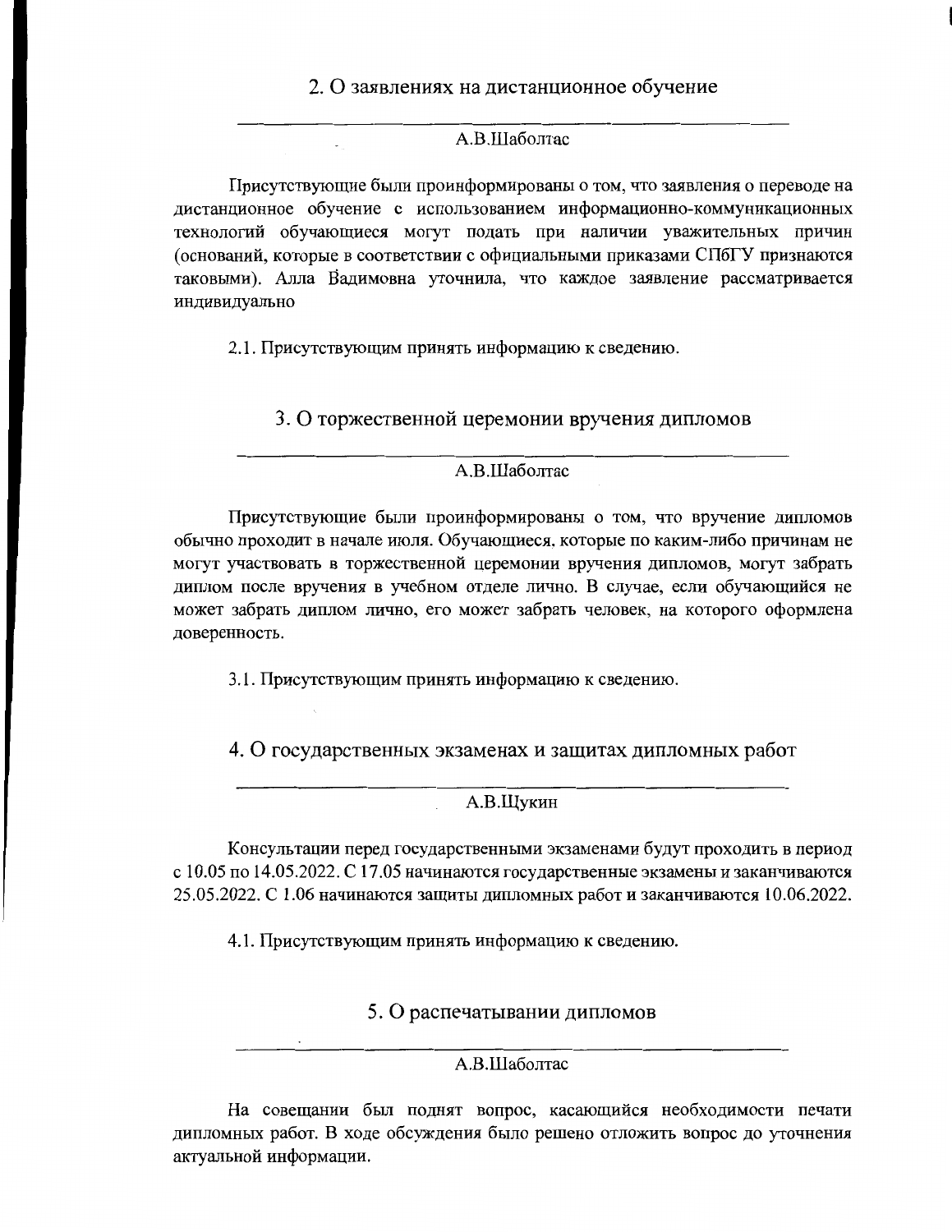## 2. О заявлениях на дистанционное обучение

---

А.В.Шаболтас

Присутствующие были проинформированы о том, что заявления о переводе на дистанционное обучение с использованием информационно-коммуникационных технологий обучающиеся могут подать при наличии уважительных причин (оснований, которые в соответствии с официальными приказами СПбГУ признаются таковыми). Алла Вадимовна уточнила, что каждое заявление рассматривается индивидуально

2.1. Присутствующим принять информацию к сведению.

## 3. О торжественной церемонии вручения дипломов

---

А.В.Шаболтас

Присутствующие были проинформированы о том, что вручение дипломов обычно проходит в начале июля. Обучающиеся, которые по каким-либо причинам не могут участвовать в торжественной церемонии вручения дипломов, могут забрать диплом после вручения в учебном отделе лично. В случае, если обучающийся не может забрать диплом лично, его может забрать человек, на которого оформлена доверенность.

3.1. Присутствующим принять информацию к сведению.

## 4. О государственных экзаменах и защитах дипломных работ

---

А.В.Щукин

Консультации перед государственными экзаменами будут проходить в период с 10.05 по 14.05.2022. С 17.05 начинаются государственные экзамены и заканчиваются 25.05.2022. С 1.06 начинаются защиты дипломных работ и заканчиваются 10.06.2022.

4.1. Присутствующим принять информацию к сведению.

## 5. О распечатывании дипломов

---

А.В.Шаболтас

На совещании был поднят вопрос, касающийся необходимости печати дипломных работ. В ходе обсуждения было решено отложить вопрос до уточнения актуальной информации.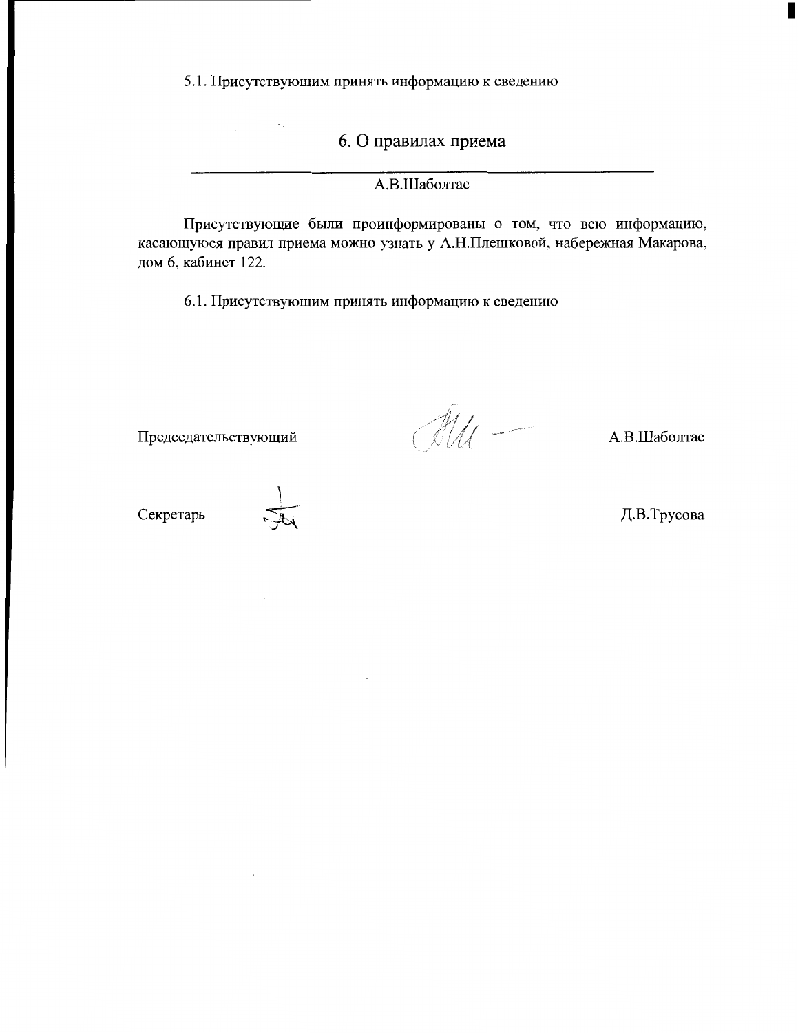5.1. Присутствующим принять информацию к сведению

## 6. О правилах приема

А.В.Шаболтас

Присутствующие были проинформированы о том, что всю информацию, касающуюся правил приема можно узнать у А.Н.Плешковой, набережная Макарова, дом 6, кабинет 122.

6.1. Присутствующим принять информацию к сведению

Председательствующий А.В.Шаболтас

Секретарь Д.В.Трусова